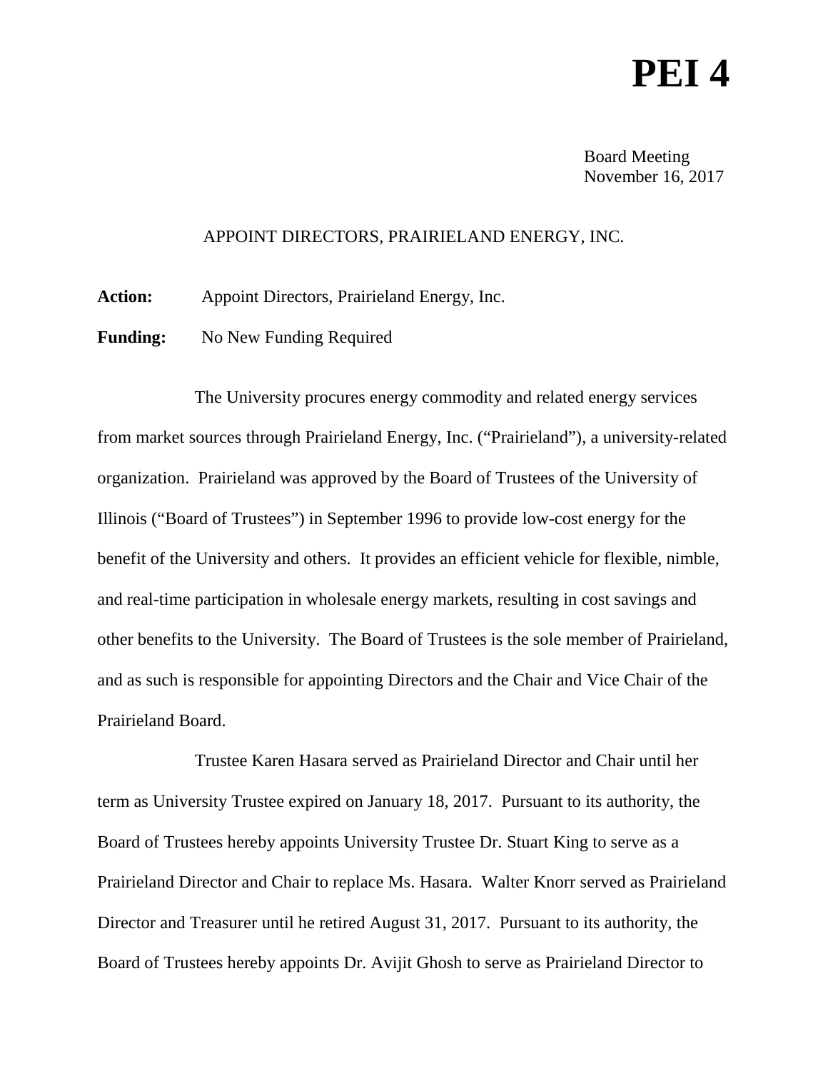# PEI 4

Board Meeting
November 16, 2017

## APPOINT DIRECTORS, PRAIRIELAND ENERGY, INC.

**Action:** Appoint Directors, Prairieland Energy, Inc.

**Funding:** No New Funding Required

The University procures energy commodity and related energy services from market sources through Prairieland Energy, Inc. ("Prairieland"), a university-related organization. Prairieland was approved by the Board of Trustees of the University of Illinois ("Board of Trustees") in September 1996 to provide low-cost energy for the benefit of the University and others. It provides an efficient vehicle for flexible, nimble, and real-time participation in wholesale energy markets, resulting in cost savings and other benefits to the University. The Board of Trustees is the sole member of Prairieland, and as such is responsible for appointing Directors and the Chair and Vice Chair of the Prairieland Board.

Trustee Karen Hasara served as Prairieland Director and Chair until her term as University Trustee expired on January 18, 2017. Pursuant to its authority, the Board of Trustees hereby appoints University Trustee Dr. Stuart King to serve as a Prairieland Director and Chair to replace Ms. Hasara. Walter Knorr served as Prairieland Director and Treasurer until he retired August 31, 2017. Pursuant to its authority, the Board of Trustees hereby appoints Dr. Avijit Ghosh to serve as Prairieland Director to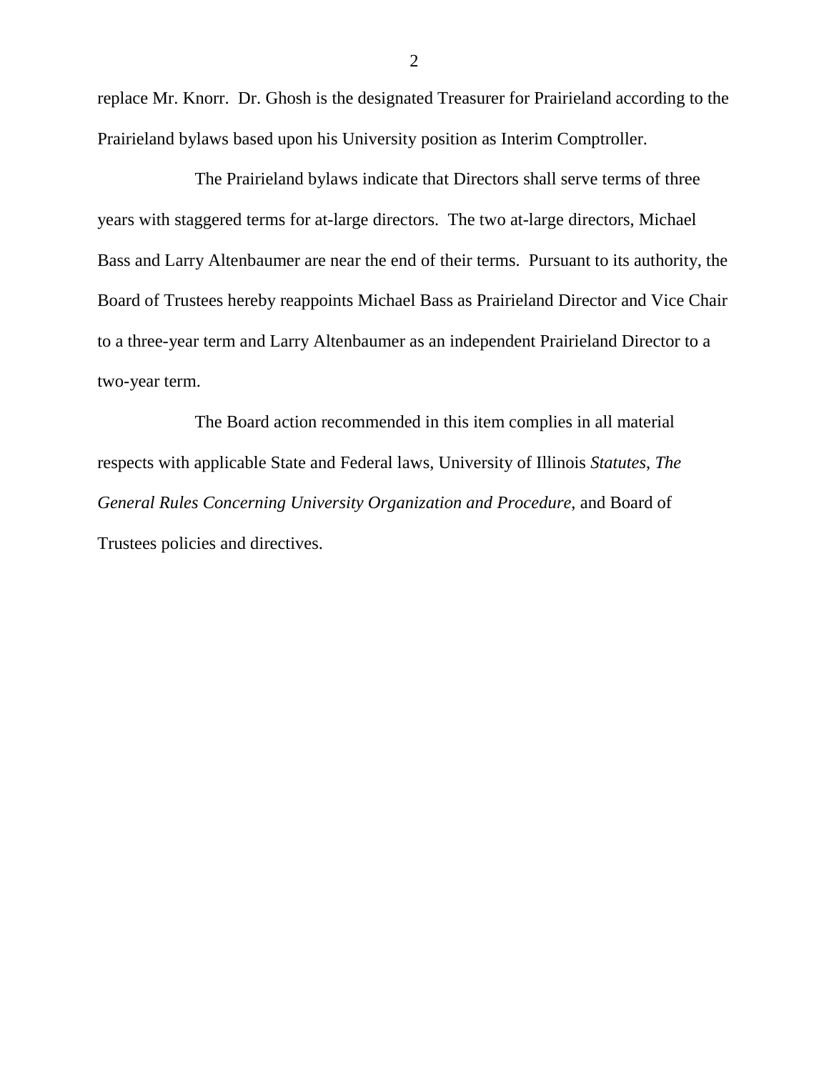replace Mr. Knorr. Dr. Ghosh is the designated Treasurer for Prairieland according to the Prairieland bylaws based upon his University position as Interim Comptroller.

The Prairieland bylaws indicate that Directors shall serve terms of three years with staggered terms for at-large directors. The two at-large directors, Michael Bass and Larry Altenbaumer are near the end of their terms. Pursuant to its authority, the Board of Trustees hereby reappoints Michael Bass as Prairieland Director and Vice Chair to a three-year term and Larry Altenbaumer as an independent Prairieland Director to a two-year term.

The Board action recommended in this item complies in all material respects with applicable State and Federal laws, University of Illinois *Statutes*, *The General Rules Concerning University Organization and Procedure*, and Board of Trustees policies and directives.